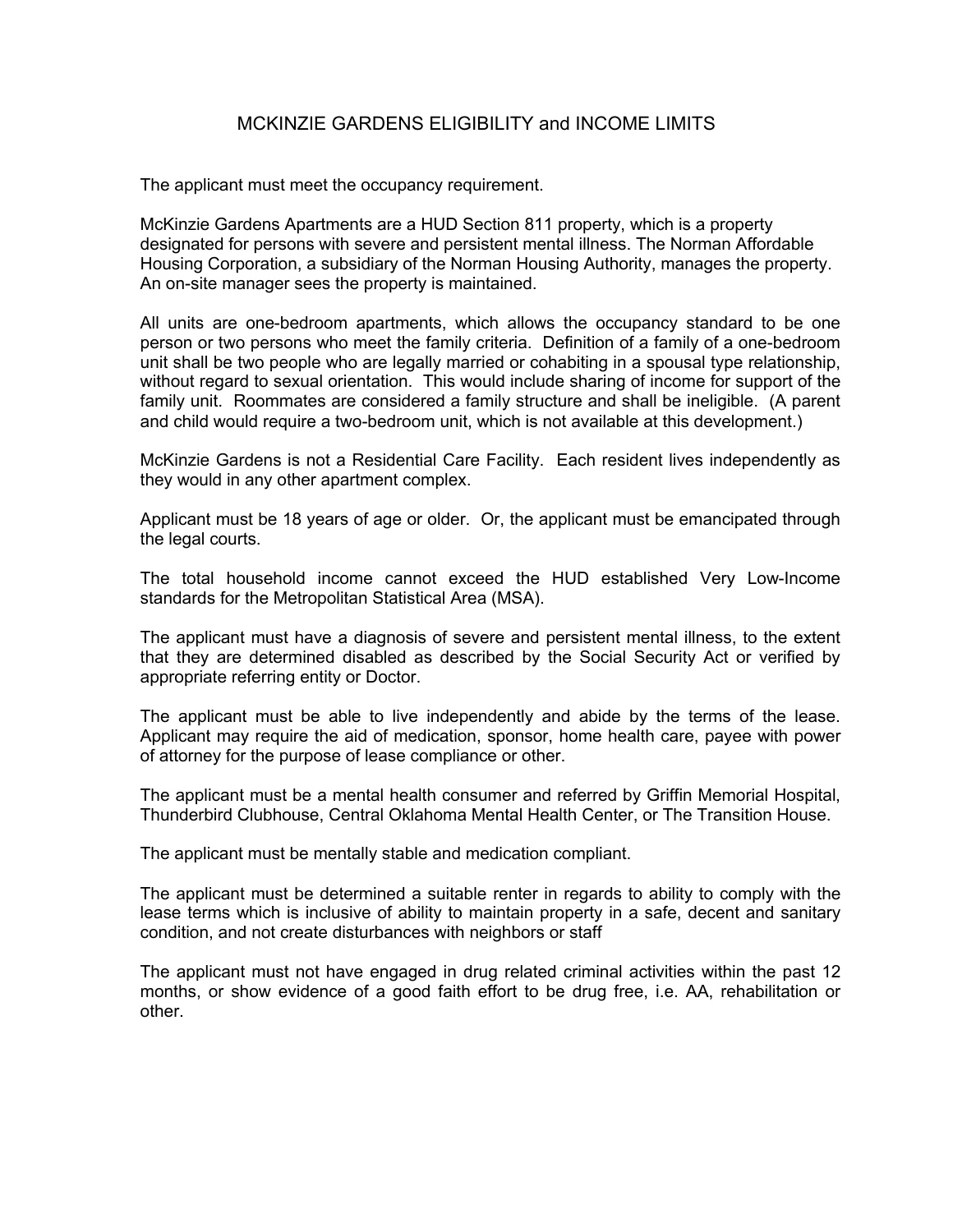# MCKINZIE GARDENS ELIGIBILITY and INCOME LIMITS

The applicant must meet the occupancy requirement.

McKinzie Gardens Apartments are a HUD Section 811 property, which is a property designated for persons with severe and persistent mental illness. The Norman Affordable Housing Corporation, a subsidiary of the Norman Housing Authority, manages the property. An on-site manager sees the property is maintained.

All units are one-bedroom apartments, which allows the occupancy standard to be one person or two persons who meet the family criteria. Definition of a family of a one-bedroom unit shall be two people who are legally married or cohabiting in a spousal type relationship, without regard to sexual orientation. This would include sharing of income for support of the family unit. Roommates are considered a family structure and shall be ineligible. (A parent and child would require a two-bedroom unit, which is not available at this development.)

McKinzie Gardens is not a Residential Care Facility. Each resident lives independently as they would in any other apartment complex.

Applicant must be 18 years of age or older. Or, the applicant must be emancipated through the legal courts.

The total household income cannot exceed the HUD established Very Low-Income standards for the Metropolitan Statistical Area (MSA).

The applicant must have a diagnosis of severe and persistent mental illness, to the extent that they are determined disabled as described by the Social Security Act or verified by appropriate referring entity or Doctor.

The applicant must be able to live independently and abide by the terms of the lease. Applicant may require the aid of medication, sponsor, home health care, payee with power of attorney for the purpose of lease compliance or other.

The applicant must be a mental health consumer and referred by Griffin Memorial Hospital, Thunderbird Clubhouse, Central Oklahoma Mental Health Center, or The Transition House.

The applicant must be mentally stable and medication compliant.

The applicant must be determined a suitable renter in regards to ability to comply with the lease terms which is inclusive of ability to maintain property in a safe, decent and sanitary condition, and not create disturbances with neighbors or staff

The applicant must not have engaged in drug related criminal activities within the past 12 months, or show evidence of a good faith effort to be drug free, i.e. AA, rehabilitation or other.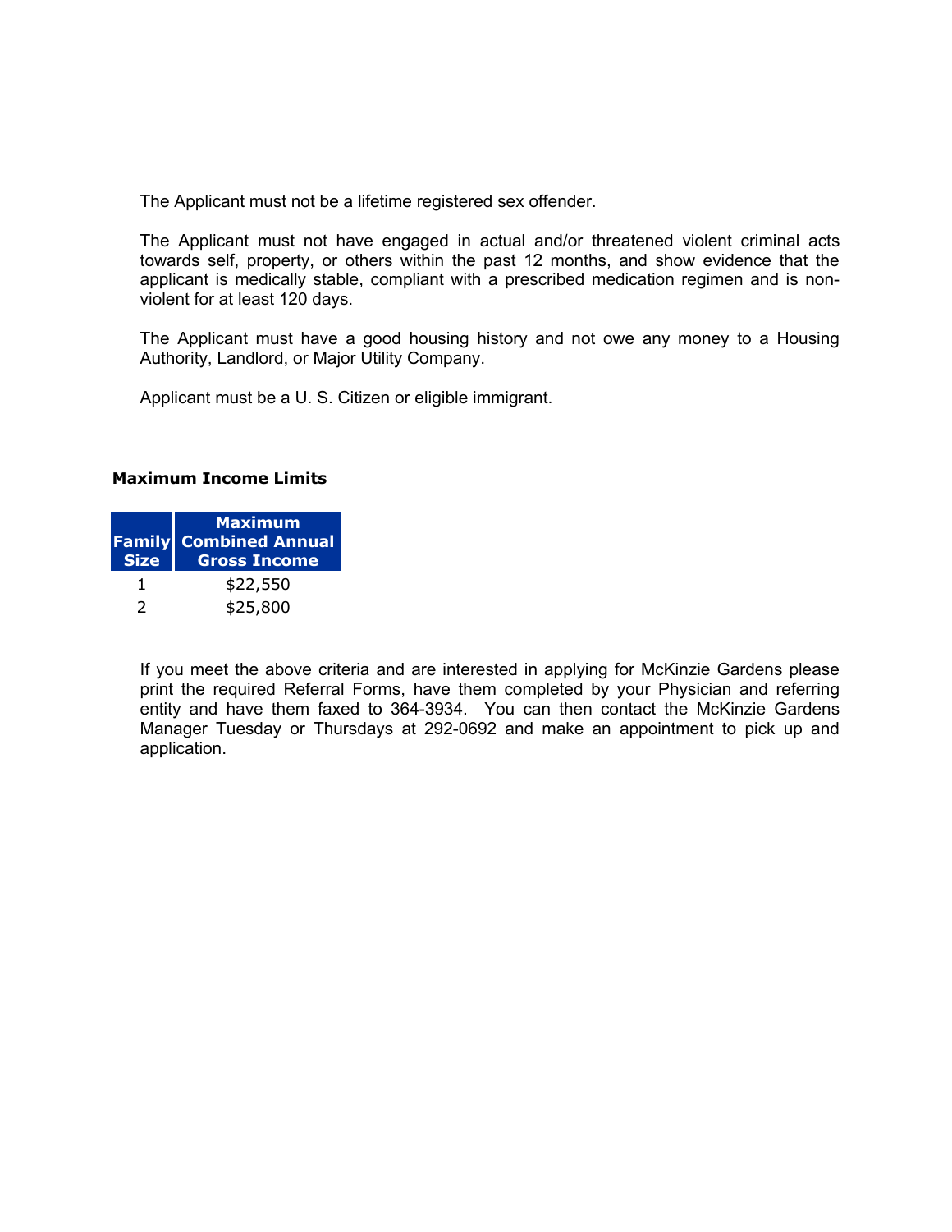The Applicant must not be a lifetime registered sex offender.

The Applicant must not have engaged in actual and/or threatened violent criminal acts towards self, property, or others within the past 12 months, and show evidence that the applicant is medically stable, compliant with a prescribed medication regimen and is non-violent for at least 120 days.

The Applicant must have a good housing history and not owe any money to a Housing Authority, Landlord, or Major Utility Company.

Applicant must be a U. S. Citizen or eligible immigrant.

**Maximum Income Limits**

| Family Size | Maximum Combined Annual Gross Income |
|---|---|
| 1 | $22,550 |
| 2 | $25,800 |

If you meet the above criteria and are interested in applying for McKinzie Gardens please print the required Referral Forms, have them completed by your Physician and referring entity and have them faxed to 364-3934. You can then contact the McKinzie Gardens Manager Tuesday or Thursdays at 292-0692 and make an appointment to pick up and application.